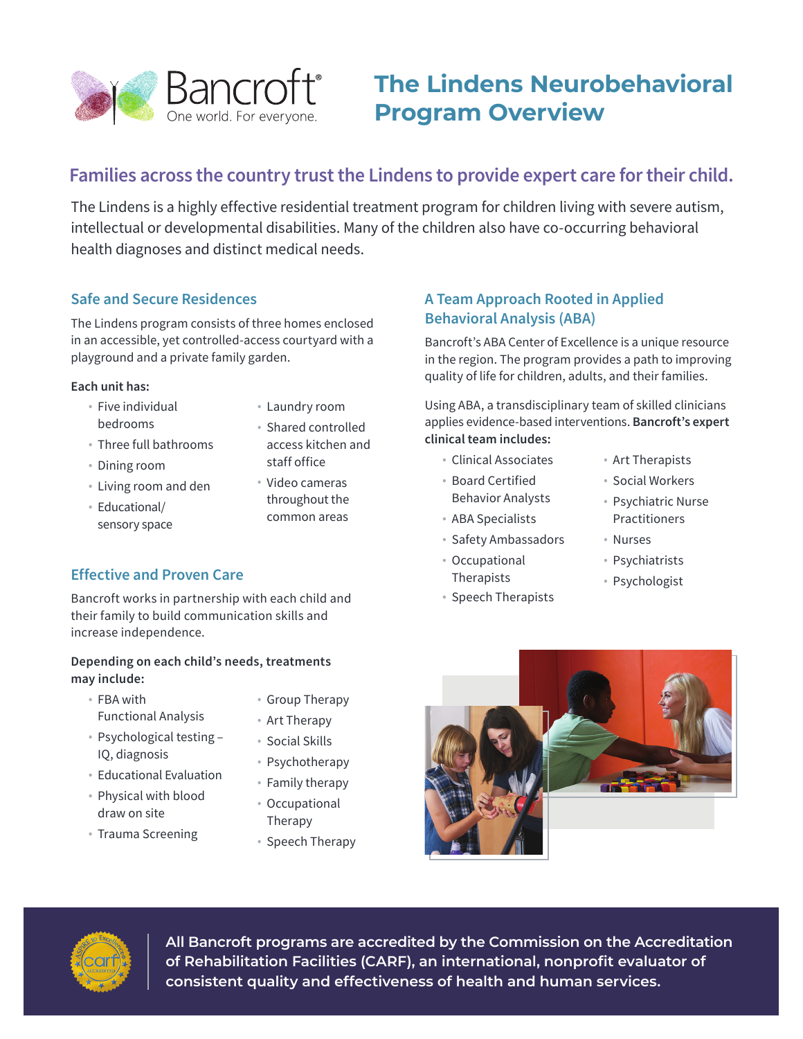Bancroft
One world. For everyone.

# The Lindens Neurobehavioral Program Overview

## Families across the country trust the Lindens to provide expert care for their child.

The Lindens is a highly effective residential treatment program for children living with severe autism, intellectual or developmental disabilities. Many of the children also have co-occurring behavioral health diagnoses and distinct medical needs.

### Safe and Secure Residences

The Lindens program consists of three homes enclosed in an accessible, yet controlled-access courtyard with a playground and a private family garden.

**Each unit has:**

- Five individual bedrooms
- Three full bathrooms
- Dining room
- Living room and den
- Educational/ sensory space
- Laundry room
- Shared controlled access kitchen and staff office
- Video cameras throughout the common areas

### Effective and Proven Care

Bancroft works in partnership with each child and their family to build communication skills and increase independence.

**Depending on each child's needs, treatments may include:**

- FBA with Functional Analysis
- Psychological testing – IQ, diagnosis
- Educational Evaluation
- Physical with blood draw on site
- Trauma Screening
- Group Therapy
- Art Therapy
- Social Skills
- Psychotherapy
- Family therapy
- Occupational Therapy
- Speech Therapy

### A Team Approach Rooted in Applied Behavioral Analysis (ABA)

Bancroft's ABA Center of Excellence is a unique resource in the region. The program provides a path to improving quality of life for children, adults, and their families.

Using ABA, a transdisciplinary team of skilled clinicians applies evidence-based interventions. **Bancroft's expert clinical team includes:**

- Clinical Associates
- Board Certified Behavior Analysts
- ABA Specialists
- Safety Ambassadors
- Occupational Therapists
- Speech Therapists
- Art Therapists
- Social Workers
- Psychiatric Nurse Practitioners
- Nurses
- Psychiatrists
- Psychologist

**All Bancroft programs are accredited by the Commission on the Accreditation of Rehabilitation Facilities (CARF), an international, nonprofit evaluator of consistent quality and effectiveness of health and human services.**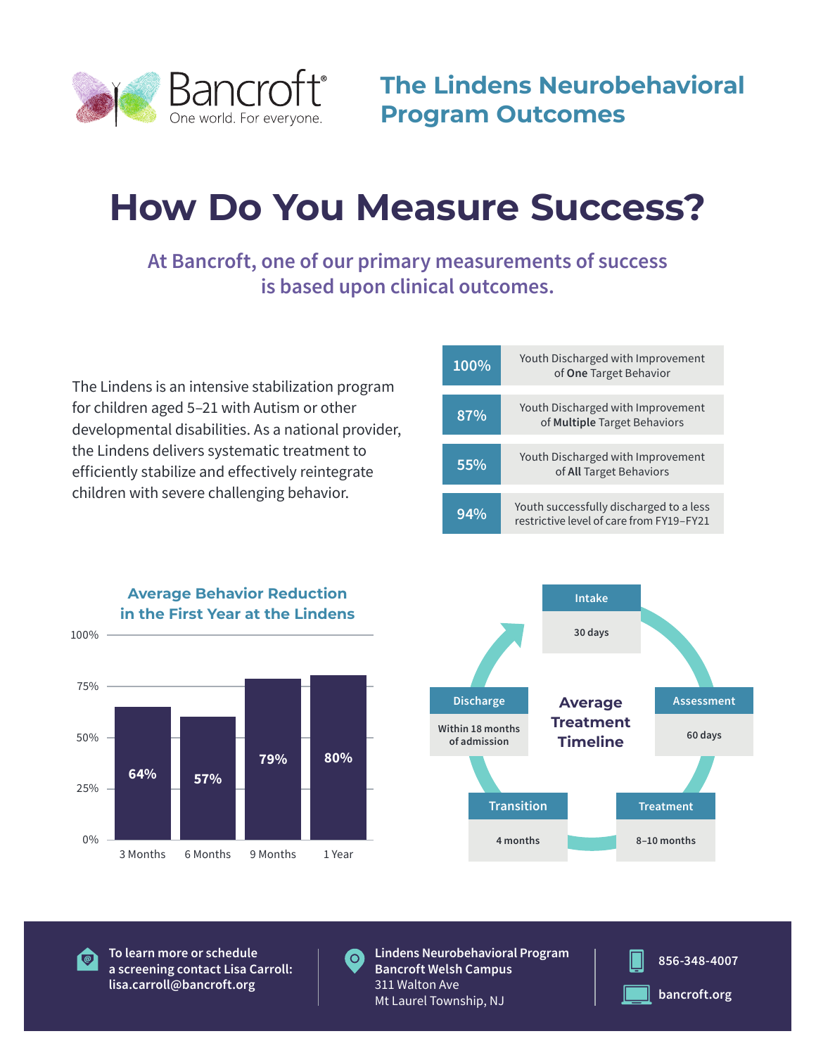Bancroft®
One world. For everyone.

## The Lindens Neurobehavioral Program Outcomes

# How Do You Measure Success?

### At Bancroft, one of our primary measurements of success is based upon clinical outcomes.

The Lindens is an intensive stabilization program for children aged 5–21 with Autism or other developmental disabilities. As a national provider, the Lindens delivers systematic treatment to efficiently stabilize and effectively reintegrate children with severe challenging behavior.

| | |
|---|---|
| 100% | Youth Discharged with Improvement of **One** Target Behavior |
| 87% | Youth Discharged with Improvement of **Multiple** Target Behaviors |
| 55% | Youth Discharged with Improvement of **All** Target Behaviors |
| 94% | Youth successfully discharged to a less restrictive level of care from FY19–FY21 |

### Average Behavior Reduction in the First Year at the Lindens

100%
75%
50%
25%
0%

64% — 3 Months
57% — 6 Months
79% — 9 Months
80% — 1 Year

### Average Treatment Timeline

Intake: 30 days
Assessment: 60 days
Treatment: 8–10 months
Transition: 4 months
Discharge: Within 18 months of admission

To learn more or schedule a screening contact Lisa Carroll: lisa.carroll@bancroft.org

**Lindens Neurobehavioral Program**
**Bancroft Welsh Campus**
311 Walton Ave
Mt Laurel Township, NJ

856-348-4007

bancroft.org